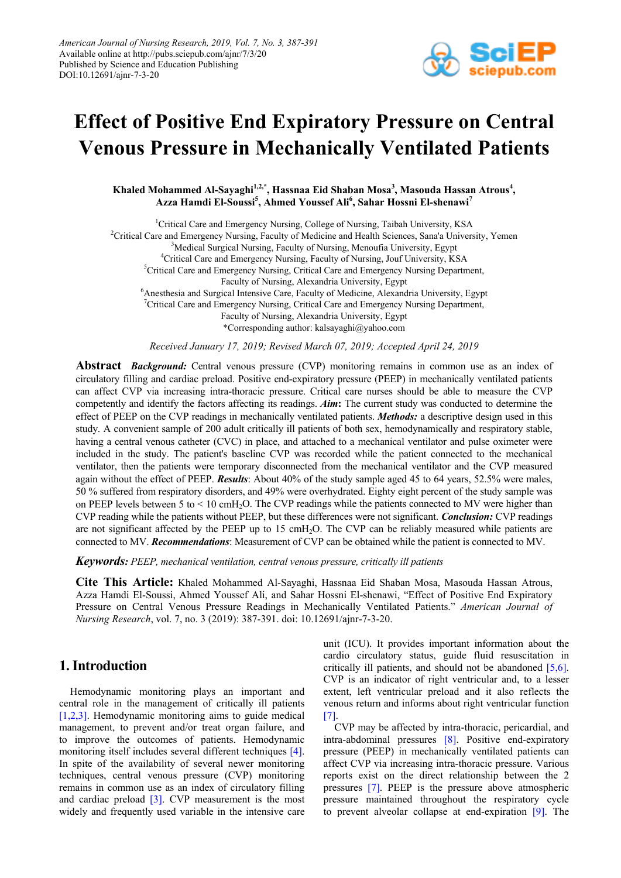American Journal of Nursing Research, 2019, Vol. 7, No. 3, 387-391
Available online at http://pubs.sciepub.com/ajnr/7/3/20
Published by Science and Education Publishing
DOI:10.12691/ajnr-7-3-20

# Effect of Positive End Expiratory Pressure on Central Venous Pressure in Mechanically Ventilated Patients

**Khaled Mohammed Al-Sayaghi[1,2,*], Hassnaa Eid Shaban Mosa[3], Masouda Hassan Atrous[4], Azza Hamdi El-Soussi[5], Ahmed Youssef Ali[6], Sahar Hossni El-shenawi[7]**

[1]Critical Care and Emergency Nursing, College of Nursing, Taibah University, KSA
[2]Critical Care and Emergency Nursing, Faculty of Medicine and Health Sciences, Sana'a University, Yemen
[3]Medical Surgical Nursing, Faculty of Nursing, Menoufia University, Egypt
[4]Critical Care and Emergency Nursing, Faculty of Nursing, Jouf University, KSA
[5]Critical Care and Emergency Nursing, Critical Care and Emergency Nursing Department, Faculty of Nursing, Alexandria University, Egypt
[6]Anesthesia and Surgical Intensive Care, Faculty of Medicine, Alexandria University, Egypt
[7]Critical Care and Emergency Nursing, Critical Care and Emergency Nursing Department, Faculty of Nursing, Alexandria University, Egypt
*Corresponding author: kalsayaghi@yahoo.com

*Received January 17, 2019; Revised March 07, 2019; Accepted April 24, 2019*

**Abstract** ***Background:*** Central venous pressure (CVP) monitoring remains in common use as an index of circulatory filling and cardiac preload. Positive end-expiratory pressure (PEEP) in mechanically ventilated patients can affect CVP via increasing intra-thoracic pressure. Critical care nurses should be able to measure the CVP competently and identify the factors affecting its readings. ***Aim*:** The current study was conducted to determine the effect of PEEP on the CVP readings in mechanically ventilated patients. ***Methods:*** a descriptive design used in this study. A convenient sample of 200 adult critically ill patients of both sex, hemodynamically and respiratory stable, having a central venous catheter (CVC) in place, and attached to a mechanical ventilator and pulse oximeter were included in the study. The patient's baseline CVP was recorded while the patient connected to the mechanical ventilator, then the patients were temporary disconnected from the mechanical ventilator and the CVP measured again without the effect of PEEP. ***Results***: About 40% of the study sample aged 45 to 64 years, 52.5% were males, 50 % suffered from respiratory disorders, and 49% were overhydrated. Eighty eight percent of the study sample was on PEEP levels between 5 to < 10 cm$H_2O$. The CVP readings while the patients connected to MV were higher than CVP reading while the patients without PEEP, but these differences were not significant. ***Conclusion:*** CVP readings are not significant affected by the PEEP up to 15 cm$H_2O$. The CVP can be reliably measured while patients are connected to MV. ***Recommendations***: Measurement of CVP can be obtained while the patient is connected to MV.

***Keywords:*** *PEEP, mechanical ventilation, central venous pressure, critically ill patients*

**Cite This Article:** Khaled Mohammed Al-Sayaghi, Hassnaa Eid Shaban Mosa, Masouda Hassan Atrous, Azza Hamdi El-Soussi, Ahmed Youssef Ali, and Sahar Hossni El-shenawi, "Effect of Positive End Expiratory Pressure on Central Venous Pressure Readings in Mechanically Ventilated Patients." *American Journal of Nursing Research*, vol. 7, no. 3 (2019): 387-391. doi: 10.12691/ajnr-7-3-20.

## 1. Introduction

Hemodynamic monitoring plays an important and central role in the management of critically ill patients [1,2,3]. Hemodynamic monitoring aims to guide medical management, to prevent and/or treat organ failure, and to improve the outcomes of patients. Hemodynamic monitoring itself includes several different techniques [4]. In spite of the availability of several newer monitoring techniques, central venous pressure (CVP) monitoring remains in common use as an index of circulatory filling and cardiac preload [3]. CVP measurement is the most widely and frequently used variable in the intensive care unit (ICU). It provides important information about the cardio circulatory status, guide fluid resuscitation in critically ill patients, and should not be abandoned [5,6]. CVP is an indicator of right ventricular and, to a lesser extent, left ventricular preload and it also reflects the venous return and informs about right ventricular function [7].

CVP may be affected by intra-thoracic, pericardial, and intra-abdominal pressures [8]. Positive end-expiratory pressure (PEEP) in mechanically ventilated patients can affect CVP via increasing intra-thoracic pressure. Various reports exist on the direct relationship between the 2 pressures [7]. PEEP is the pressure above atmospheric pressure maintained throughout the respiratory cycle to prevent alveolar collapse at end-expiration [9]. The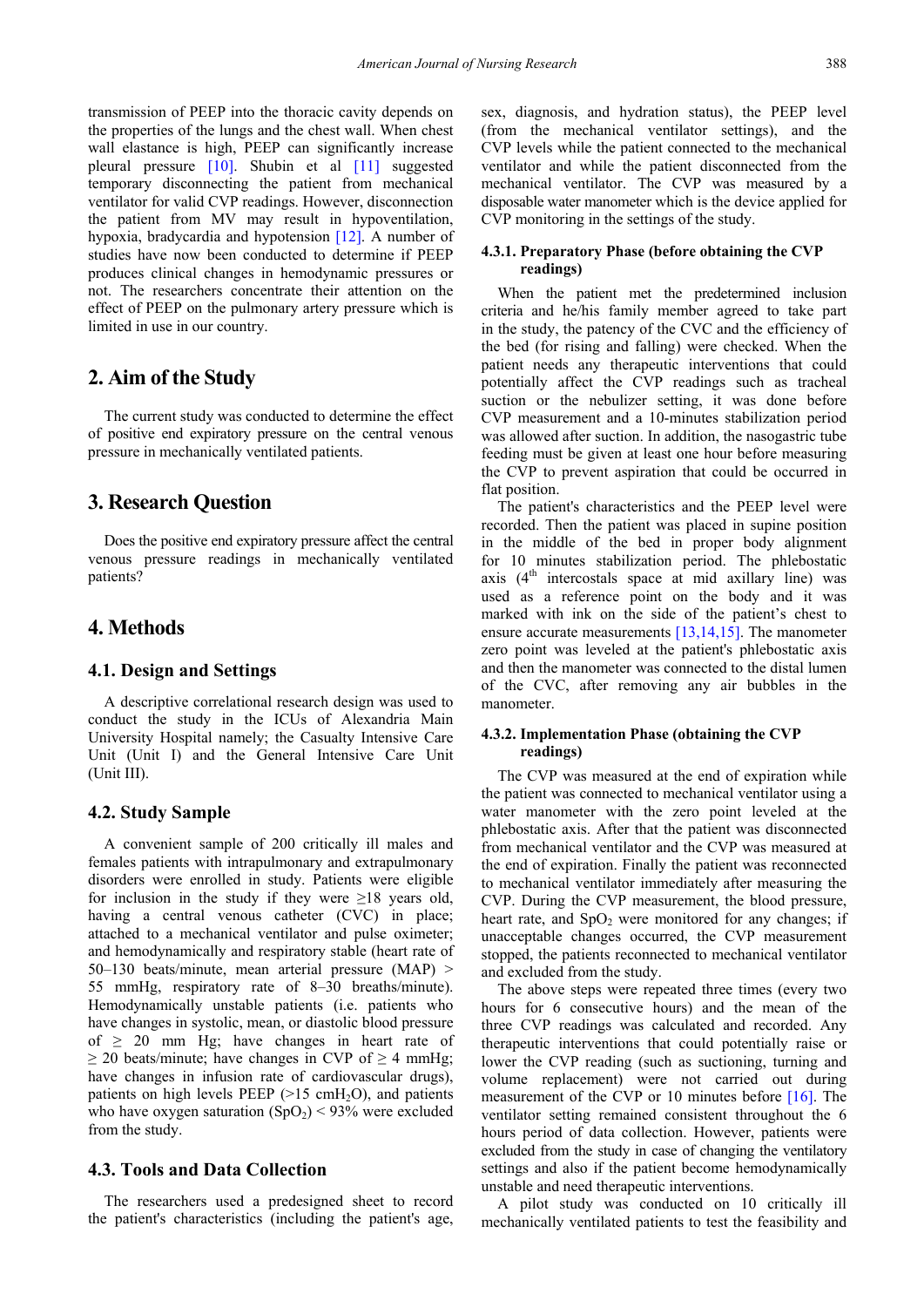transmission of PEEP into the thoracic cavity depends on the properties of the lungs and the chest wall. When chest wall elastance is high, PEEP can significantly increase pleural pressure [10]. Shubin et al [11] suggested temporary disconnecting the patient from mechanical ventilator for valid CVP readings. However, disconnection the patient from MV may result in hypoventilation, hypoxia, bradycardia and hypotension [12]. A number of studies have now been conducted to determine if PEEP produces clinical changes in hemodynamic pressures or not. The researchers concentrate their attention on the effect of PEEP on the pulmonary artery pressure which is limited in use in our country.

## 2. Aim of the Study

The current study was conducted to determine the effect of positive end expiratory pressure on the central venous pressure in mechanically ventilated patients.

## 3. Research Question

Does the positive end expiratory pressure affect the central venous pressure readings in mechanically ventilated patients?

## 4. Methods

### 4.1. Design and Settings

A descriptive correlational research design was used to conduct the study in the ICUs of Alexandria Main University Hospital namely; the Casualty Intensive Care Unit (Unit I) and the General Intensive Care Unit (Unit III).

### 4.2. Study Sample

A convenient sample of 200 critically ill males and females patients with intrapulmonary and extrapulmonary disorders were enrolled in study. Patients were eligible for inclusion in the study if they were ≥18 years old, having a central venous catheter (CVC) in place; attached to a mechanical ventilator and pulse oximeter; and hemodynamically and respiratory stable (heart rate of 50–130 beats/minute, mean arterial pressure (MAP) > 55 mmHg, respiratory rate of 8–30 breaths/minute). Hemodynamically unstable patients (i.e. patients who have changes in systolic, mean, or diastolic blood pressure of ≥ 20 mm Hg; have changes in heart rate of ≥ 20 beats/minute; have changes in CVP of ≥ 4 mmHg; have changes in infusion rate of cardiovascular drugs), patients on high levels PEEP (>15 cm$H_2O$), and patients who have oxygen saturation ($SpO_2$) < 93% were excluded from the study.

### 4.3. Tools and Data Collection

The researchers used a predesigned sheet to record the patient's characteristics (including the patient's age, sex, diagnosis, and hydration status), the PEEP level (from the mechanical ventilator settings), and the CVP levels while the patient connected to the mechanical ventilator and while the patient disconnected from the mechanical ventilator. The CVP was measured by a disposable water manometer which is the device applied for CVP monitoring in the settings of the study.

#### 4.3.1. Preparatory Phase (before obtaining the CVP readings)

When the patient met the predetermined inclusion criteria and he/his family member agreed to take part in the study, the patency of the CVC and the efficiency of the bed (for rising and falling) were checked. When the patient needs any therapeutic interventions that could potentially affect the CVP readings such as tracheal suction or the nebulizer setting, it was done before CVP measurement and a 10-minutes stabilization period was allowed after suction. In addition, the nasogastric tube feeding must be given at least one hour before measuring the CVP to prevent aspiration that could be occurred in flat position.

The patient's characteristics and the PEEP level were recorded. Then the patient was placed in supine position in the middle of the bed in proper body alignment for 10 minutes stabilization period. The phlebostatic axis (4th intercostals space at mid axillary line) was used as a reference point on the body and it was marked with ink on the side of the patient's chest to ensure accurate measurements [13,14,15]. The manometer zero point was leveled at the patient's phlebostatic axis and then the manometer was connected to the distal lumen of the CVC, after removing any air bubbles in the manometer.

#### 4.3.2. Implementation Phase (obtaining the CVP readings)

The CVP was measured at the end of expiration while the patient was connected to mechanical ventilator using a water manometer with the zero point leveled at the phlebostatic axis. After that the patient was disconnected from mechanical ventilator and the CVP was measured at the end of expiration. Finally the patient was reconnected to mechanical ventilator immediately after measuring the CVP. During the CVP measurement, the blood pressure, heart rate, and $SpO_2$ were monitored for any changes; if unacceptable changes occurred, the CVP measurement stopped, the patients reconnected to mechanical ventilator and excluded from the study.

The above steps were repeated three times (every two hours for 6 consecutive hours) and the mean of the three CVP readings was calculated and recorded. Any therapeutic interventions that could potentially raise or lower the CVP reading (such as suctioning, turning and volume replacement) were not carried out during measurement of the CVP or 10 minutes before [16]. The ventilator setting remained consistent throughout the 6 hours period of data collection. However, patients were excluded from the study in case of changing the ventilatory settings and also if the patient become hemodynamically unstable and need therapeutic interventions.

A pilot study was conducted on 10 critically ill mechanically ventilated patients to test the feasibility and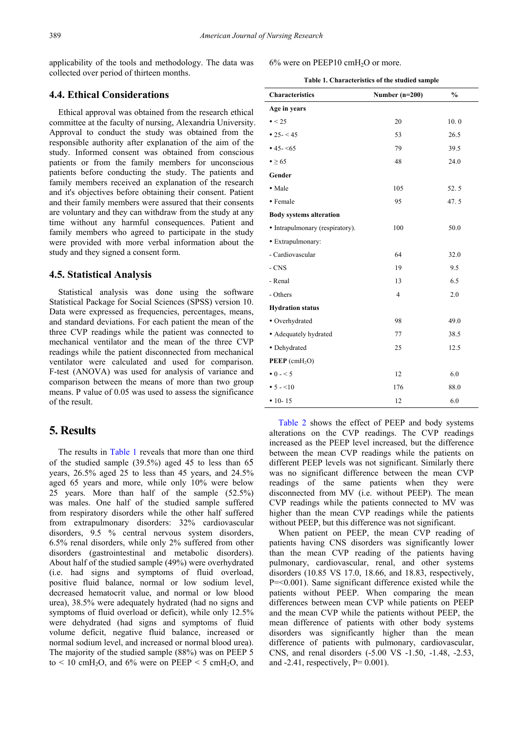applicability of the tools and methodology. The data was collected over period of thirteen months.

### 4.4. Ethical Considerations

Ethical approval was obtained from the research ethical committee at the faculty of nursing, Alexandria University. Approval to conduct the study was obtained from the responsible authority after explanation of the aim of the study. Informed consent was obtained from conscious patients or from the family members for unconscious patients before conducting the study. The patients and family members received an explanation of the research and it's objectives before obtaining their consent. Patient and their family members were assured that their consents are voluntary and they can withdraw from the study at any time without any harmful consequences. Patient and family members who agreed to participate in the study were provided with more verbal information about the study and they signed a consent form.

### 4.5. Statistical Analysis

Statistical analysis was done using the software Statistical Package for Social Sciences (SPSS) version 10. Data were expressed as frequencies, percentages, means, and standard deviations. For each patient the mean of the three CVP readings while the patient was connected to mechanical ventilator and the mean of the three CVP readings while the patient disconnected from mechanical ventilator were calculated and used for comparison. F-test (ANOVA) was used for analysis of variance and comparison between the means of more than two group means. P value of 0.05 was used to assess the significance of the result.

## 5. Results

The results in Table 1 reveals that more than one third of the studied sample (39.5%) aged 45 to less than 65 years, 26.5% aged 25 to less than 45 years, and 24.5% aged 65 years and more, while only 10% were below 25 years. More than half of the sample (52.5%) was males. One half of the studied sample suffered from respiratory disorders while the other half suffered from extrapulmonary disorders: 32% cardiovascular disorders, 9.5 % central nervous system disorders, 6.5% renal disorders, while only 2% suffered from other disorders (gastrointestinal and metabolic disorders). About half of the studied sample (49%) were overhydrated (i.e. had signs and symptoms of fluid overload, positive fluid balance, normal or low sodium level, decreased hematocrit value, and normal or low blood urea), 38.5% were adequately hydrated (had no signs and symptoms of fluid overload or deficit), while only 12.5% were dehydrated (had signs and symptoms of fluid volume deficit, negative fluid balance, increased or normal sodium level, and increased or normal blood urea). The majority of the studied sample (88%) was on PEEP 5 to < 10 $cmH_2O$, and 6% were on PEEP < 5 $cmH_2O$, and 6% were on PEEP10 $cmH_2O$ or more.

**Table 1. Characteristics of the studied sample**

| Characteristics | Number (n=200) | % |
|---|---|---|
| **Age in years** | | |
| • < 25 | 20 | 10. 0 |
| • 25- < 45 | 53 | 26.5 |
| • 45- <65 | 79 | 39.5 |
| • ≥ 65 | 48 | 24.0 |
| **Gender** | | |
| • Male | 105 | 52. 5 |
| • Female | 95 | 47. 5 |
| **Body systems alteration** | | |
| • Intrapulmonary (respiratory). | 100 | 50.0 |
| • Extrapulmonary: | | |
| - Cardiovascular | 64 | 32.0 |
| - CNS | 19 | 9.5 |
| - Renal | 13 | 6.5 |
| - Others | 4 | 2.0 |
| **Hydration status** | | |
| • Overhydrated | 98 | 49.0 |
| • Adequately hydrated | 77 | 38.5 |
| • Dehydrated | 25 | 12.5 |
| **PEEP** ($cmH_2O$) | | |
| • 0 - < 5 | 12 | 6.0 |
| • 5 - <10 | 176 | 88.0 |
| • 10- 15 | 12 | 6.0 |

Table 2 shows the effect of PEEP and body systems alterations on the CVP readings. The CVP readings increased as the PEEP level increased, but the difference between the mean CVP readings while the patients on different PEEP levels was not significant. Similarly there was no significant difference between the mean CVP readings of the same patients when they were disconnected from MV (i.e. without PEEP). The mean CVP readings while the patients connected to MV was higher than the mean CVP readings while the patients without PEEP, but this difference was not significant.

When patient on PEEP, the mean CVP reading of patients having CNS disorders was significantly lower than the mean CVP reading of the patients having pulmonary, cardiovascular, renal, and other systems disorders (10.85 VS 17.0, 18.66, and 18.83, respectively, P=<0.001). Same significant difference existed while the patients without PEEP. When comparing the mean differences between mean CVP while patients on PEEP and the mean CVP while the patients without PEEP, the mean difference of patients with other body systems disorders was significantly higher than the mean difference of patients with pulmonary, cardiovascular, CNS, and renal disorders (-5.00 VS -1.50, -1.48, -2.53, and -2.41, respectively, P= 0.001).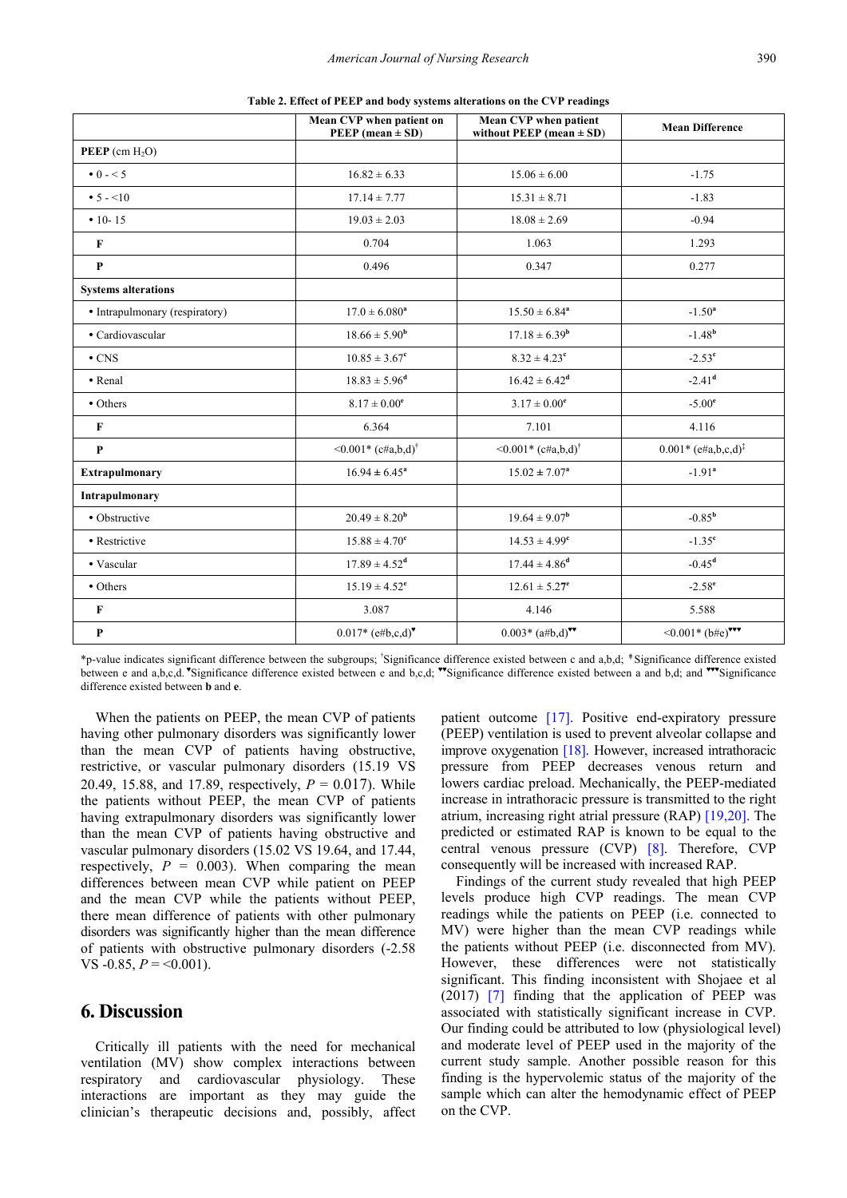**Table 2. Effect of PEEP and body systems alterations on the CVP readings**

| | Mean CVP when patient on PEEP (mean ± SD) | Mean CVP when patient without PEEP (mean ± SD) | Mean Difference |
|---|---|---|---|
| **PEEP** (cm $H_2O$) | | | |
| • 0 - < 5 | 16.82 ± 6.33 | 15.06 ± 6.00 | -1.75 |
| • 5 - <10 | 17.14 ± 7.77 | 15.31 ± 8.71 | -1.83 |
| • 10- 15 | 19.03 ± 2.03 | 18.08 ± 2.69 | -0.94 |
| **F** | 0.704 | 1.063 | 1.293 |
| **P** | 0.496 | 0.347 | 0.277 |
| **Systems alterations** | | | |
| • Intrapulmonary (respiratory) | 17.0 ± 6.080[a] | 15.50 ± 6.84[a] | -1.50[a] |
| • Cardiovascular | 18.66 ± 5.90[b] | 17.18 ± 6.39[b] | -1.48[b] |
| • CNS | 10.85 ± 3.67[c] | 8.32 ± 4.23[c] | -2.53[c] |
| • Renal | 18.83 ± 5.96[d] | 16.42 ± 6.42[d] | -2.41[d] |
| • Others | 8.17 ± 0.00[e] | 3.17 ± 0.00[e] | -5.00[e] |
| **F** | 6.364 | 7.101 | 4.116 |
| **P** | <0.001* (c#a,b,d)[†] | <0.001* (c#a,b,d)[†] | 0.001* (e#a,b,c,d)[‡] |
| **Extrapulmonary** | 16.94 ± 6.45[a] | 15.02 ± 7.07[a] | -1.91[a] |
| **Intrapulmonary** | | | |
| • Obstructive | 20.49 ± 8.20[b] | 19.64 ± 9.07[b] | -0.85[b] |
| • Restrictive | 15.88 ± 4.70[c] | 14.53 ± 4.99[c] | -1.35[c] |
| • Vascular | 17.89 ± 4.52[d] | 17.44 ± 4.86[d] | -0.45[d] |
| • Others | 15.19 ± 4.52[e] | 12.61 ± 5.27[e] | -2.58[e] |
| **F** | 3.087 | 4.146 | 5.588 |
| **P** | 0.017* (e#b,c,d)[▼] | 0.003* (a#b,d)[▼▼] | <0.001* (b#e)[▼▼▼] |

*p-value indicates significant difference between the subgroups; [†]Significance difference existed between c and a,b,d; [‡]Significance difference existed between e and a,b,c,d. [▼]Significance difference existed between e and b,c,d; [▼▼]Significance difference existed between a and b,d; and [▼▼▼]Significance difference existed between **b** and **e**.

When the patients on PEEP, the mean CVP of patients having other pulmonary disorders was significantly lower than the mean CVP of patients having obstructive, restrictive, or vascular pulmonary disorders (15.19 VS 20.49, 15.88, and 17.89, respectively, $P$ = 0.017). While the patients without PEEP, the mean CVP of patients having extrapulmonary disorders was significantly lower than the mean CVP of patients having obstructive and vascular pulmonary disorders (15.02 VS 19.64, and 17.44, respectively, $P$ = 0.003). When comparing the mean differences between mean CVP while patient on PEEP and the mean CVP while the patients without PEEP, there mean difference of patients with other pulmonary disorders was significantly higher than the mean difference of patients with obstructive pulmonary disorders (-2.58 VS -0.85, $P$ = <0.001).

## 6. Discussion

Critically ill patients with the need for mechanical ventilation (MV) show complex interactions between respiratory and cardiovascular physiology. These interactions are important as they may guide the clinician's therapeutic decisions and, possibly, affect patient outcome [17]. Positive end-expiratory pressure (PEEP) ventilation is used to prevent alveolar collapse and improve oxygenation [18]. However, increased intrathoracic pressure from PEEP decreases venous return and lowers cardiac preload. Mechanically, the PEEP-mediated increase in intrathoracic pressure is transmitted to the right atrium, increasing right atrial pressure (RAP) [19,20]. The predicted or estimated RAP is known to be equal to the central venous pressure (CVP) [8]. Therefore, CVP consequently will be increased with increased RAP.

Findings of the current study revealed that high PEEP levels produce high CVP readings. The mean CVP readings while the patients on PEEP (i.e. connected to MV) were higher than the mean CVP readings while the patients without PEEP (i.e. disconnected from MV). However, these differences were not statistically significant. This finding inconsistent with Shojaee et al (2017) [7] finding that the application of PEEP was associated with statistically significant increase in CVP. Our finding could be attributed to low (physiological level) and moderate level of PEEP used in the majority of the current study sample. Another possible reason for this finding is the hypervolemic status of the majority of the sample which can alter the hemodynamic effect of PEEP on the CVP.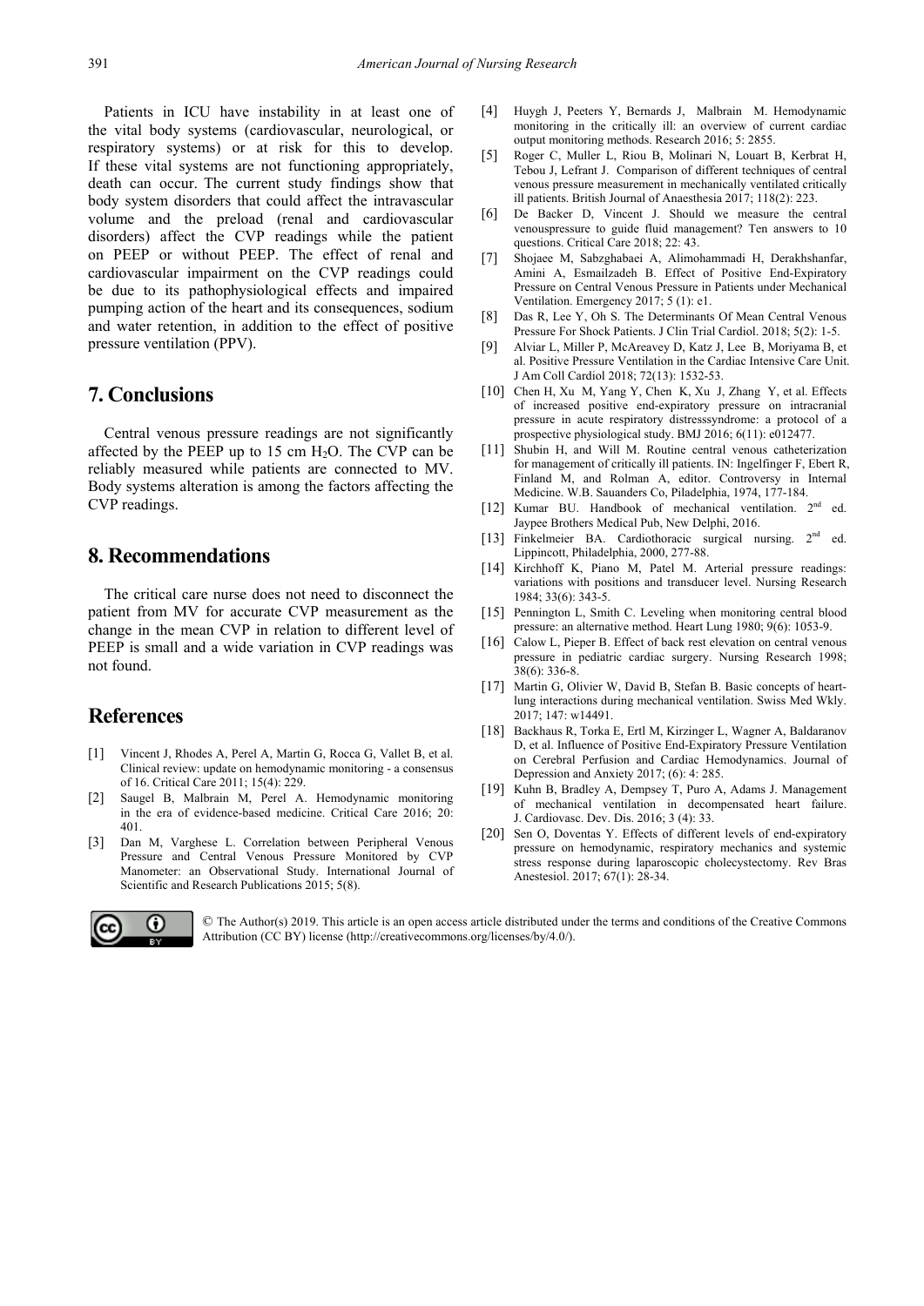Patients in ICU have instability in at least one of the vital body systems (cardiovascular, neurological, or respiratory systems) or at risk for this to develop. If these vital systems are not functioning appropriately, death can occur. The current study findings show that body system disorders that could affect the intravascular volume and the preload (renal and cardiovascular disorders) affect the CVP readings while the patient on PEEP or without PEEP. The effect of renal and cardiovascular impairment on the CVP readings could be due to its pathophysiological effects and impaired pumping action of the heart and its consequences, sodium and water retention, in addition to the effect of positive pressure ventilation (PPV).

## 7. Conclusions

Central venous pressure readings are not significantly affected by the PEEP up to 15 cm $H_2O$. The CVP can be reliably measured while patients are connected to MV. Body systems alteration is among the factors affecting the CVP readings.

## 8. Recommendations

The critical care nurse does not need to disconnect the patient from MV for accurate CVP measurement as the change in the mean CVP in relation to different level of PEEP is small and a wide variation in CVP readings was not found.

## References

[1] Vincent J, Rhodes A, Perel A, Martin G, Rocca G, Vallet B, et al. Clinical review: update on hemodynamic monitoring - a consensus of 16. Critical Care 2011; 15(4): 229.

[2] Saugel B, Malbrain M, Perel A. Hemodynamic monitoring in the era of evidence-based medicine. Critical Care 2016; 20: 401.

[3] Dan M, Varghese L. Correlation between Peripheral Venous Pressure and Central Venous Pressure Monitored by CVP Manometer: an Observational Study. International Journal of Scientific and Research Publications 2015; 5(8).

[4] Huygh J, Peeters Y, Bernards J, Malbrain M. Hemodynamic monitoring in the critically ill: an overview of current cardiac output monitoring methods. Research 2016; 5: 2855.

[5] Roger C, Muller L, Riou B, Molinari N, Louart B, Kerbrat H, Tebou J, Lefrant J. Comparison of different techniques of central venous pressure measurement in mechanically ventilated critically ill patients. British Journal of Anaesthesia 2017; 118(2): 223.

[6] De Backer D, Vincent J. Should we measure the central venouspressure to guide fluid management? Ten answers to 10 questions. Critical Care 2018; 22: 43.

[7] Shojaee M, Sabzghabaei A, Alimohammadi H, Derakhshanfar, Amini A, Esmailzadeh B. Effect of Positive End-Expiratory Pressure on Central Venous Pressure in Patients under Mechanical Ventilation. Emergency 2017; 5 (1): e1.

[8] Das R, Lee Y, Oh S. The Determinants Of Mean Central Venous Pressure For Shock Patients. J Clin Trial Cardiol. 2018; 5(2): 1-5.

[9] Alviar L, Miller P, McAreavey D, Katz J, Lee B, Moriyama B, et al. Positive Pressure Ventilation in the Cardiac Intensive Care Unit. J Am Coll Cardiol 2018; 72(13): 1532-53.

[10] Chen H, Xu M, Yang Y, Chen K, Xu J, Zhang Y, et al. Effects of increased positive end-expiratory pressure on intracranial pressure in acute respiratory distresssyndrome: a protocol of a prospective physiological study. BMJ 2016; 6(11): e012477.

[11] Shubin H, and Will M. Routine central venous catheterization for management of critically ill patients. IN: Ingelfinger F, Ebert R, Finland M, and Rolman A, editor. Controversy in Internal Medicine. W.B. Sauanders Co, Piladelphia, 1974, 177-184.

[12] Kumar BU. Handbook of mechanical ventilation. 2nd ed. Jaypee Brothers Medical Pub, New Delphi, 2016.

[13] Finkelmeier BA. Cardiothoracic surgical nursing. 2nd ed. Lippincott, Philadelphia, 2000, 277-88.

[14] Kirchhoff K, Piano M, Patel M. Arterial pressure readings: variations with positions and transducer level. Nursing Research 1984; 33(6): 343-5.

[15] Pennington L, Smith C. Leveling when monitoring central blood pressure: an alternative method. Heart Lung 1980; 9(6): 1053-9.

[16] Calow L, Pieper B. Effect of back rest elevation on central venous pressure in pediatric cardiac surgery. Nursing Research 1998; 38(6): 336-8.

[17] Martin G, Olivier W, David B, Stefan B. Basic concepts of heart-lung interactions during mechanical ventilation. Swiss Med Wkly. 2017; 147: w14491.

[18] Backhaus R, Torka E, Ertl M, Kirzinger L, Wagner A, Baldaranov D, et al. Influence of Positive End-Expiratory Pressure Ventilation on Cerebral Perfusion and Cardiac Hemodynamics. Journal of Depression and Anxiety 2017; (6): 4: 285.

[19] Kuhn B, Bradley A, Dempsey T, Puro A, Adams J. Management of mechanical ventilation in decompensated heart failure. J. Cardiovasc. Dev. Dis. 2016; 3 (4): 33.

[20] Sen O, Doventas Y. Effects of different levels of end-expiratory pressure on hemodynamic, respiratory mechanics and systemic stress response during laparoscopic cholecystectomy. Rev Bras Anestesiol. 2017; 67(1): 28-34.

© The Author(s) 2019. This article is an open access article distributed under the terms and conditions of the Creative Commons Attribution (CC BY) license (http://creativecommons.org/licenses/by/4.0/).